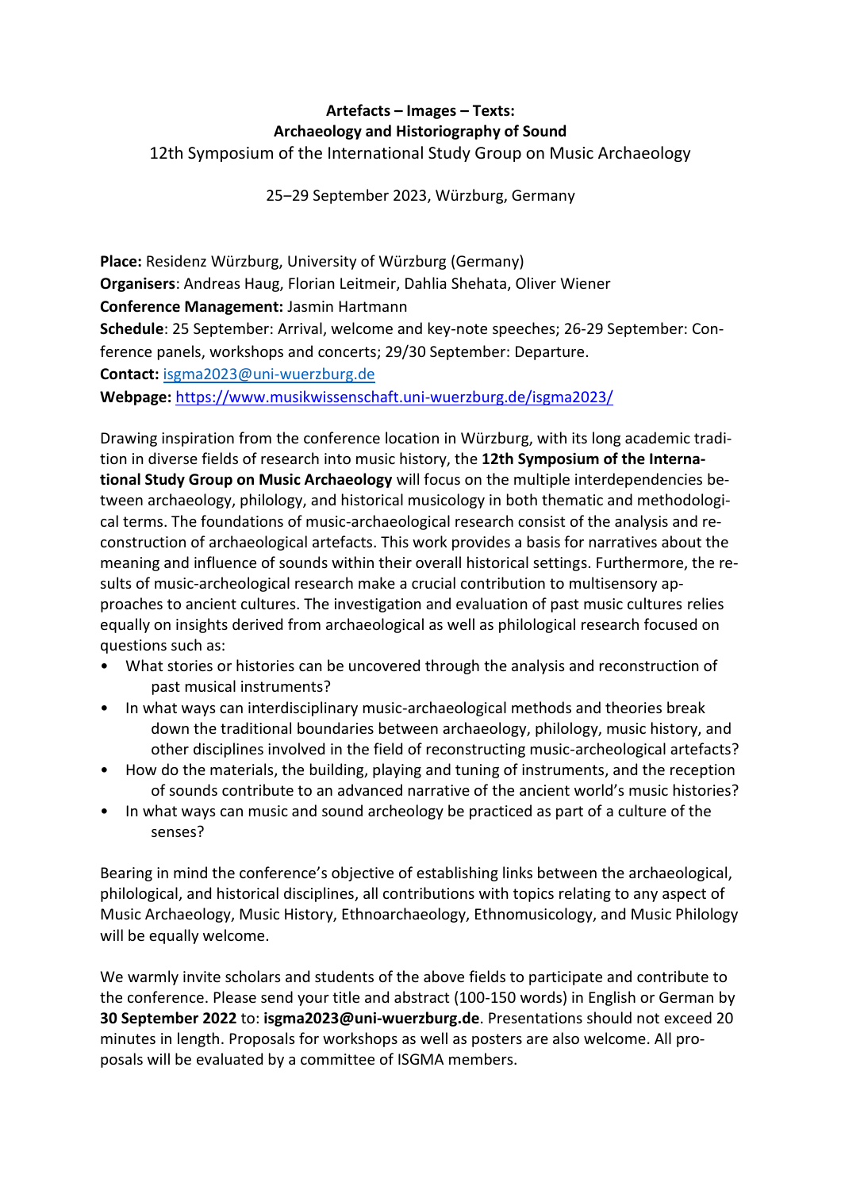**Artefacts – Images – Texts:**
**Archaeology and Historiography of Sound**
12th Symposium of the International Study Group on Music Archaeology

25–29 September 2023, Würzburg, Germany

**Place:** Residenz Würzburg, University of Würzburg (Germany)
**Organisers**: Andreas Haug, Florian Leitmeir, Dahlia Shehata, Oliver Wiener
**Conference Management:** Jasmin Hartmann
**Schedule**: 25 September: Arrival, welcome and key-note speeches; 26-29 September: Conference panels, workshops and concerts; 29/30 September: Departure.
**Contact:** isgma2023@uni-wuerzburg.de
**Webpage:** https://www.musikwissenschaft.uni-wuerzburg.de/isgma2023/

Drawing inspiration from the conference location in Würzburg, with its long academic tradition in diverse fields of research into music history, the **12th Symposium of the International Study Group on Music Archaeology** will focus on the multiple interdependencies between archaeology, philology, and historical musicology in both thematic and methodological terms. The foundations of music-archaeological research consist of the analysis and reconstruction of archaeological artefacts. This work provides a basis for narratives about the meaning and influence of sounds within their overall historical settings. Furthermore, the results of music-archeological research make a crucial contribution to multisensory approaches to ancient cultures. The investigation and evaluation of past music cultures relies equally on insights derived from archaeological as well as philological research focused on questions such as:

- What stories or histories can be uncovered through the analysis and reconstruction of past musical instruments?
- In what ways can interdisciplinary music-archaeological methods and theories break down the traditional boundaries between archaeology, philology, music history, and other disciplines involved in the field of reconstructing music-archeological artefacts?
- How do the materials, the building, playing and tuning of instruments, and the reception of sounds contribute to an advanced narrative of the ancient world's music histories?
- In what ways can music and sound archeology be practiced as part of a culture of the senses?

Bearing in mind the conference's objective of establishing links between the archaeological, philological, and historical disciplines, all contributions with topics relating to any aspect of Music Archaeology, Music History, Ethnoarchaeology, Ethnomusicology, and Music Philology will be equally welcome.

We warmly invite scholars and students of the above fields to participate and contribute to the conference. Please send your title and abstract (100-150 words) in English or German by **30 September 2022** to: **isgma2023@uni-wuerzburg.de**. Presentations should not exceed 20 minutes in length. Proposals for workshops as well as posters are also welcome. All proposals will be evaluated by a committee of ISGMA members.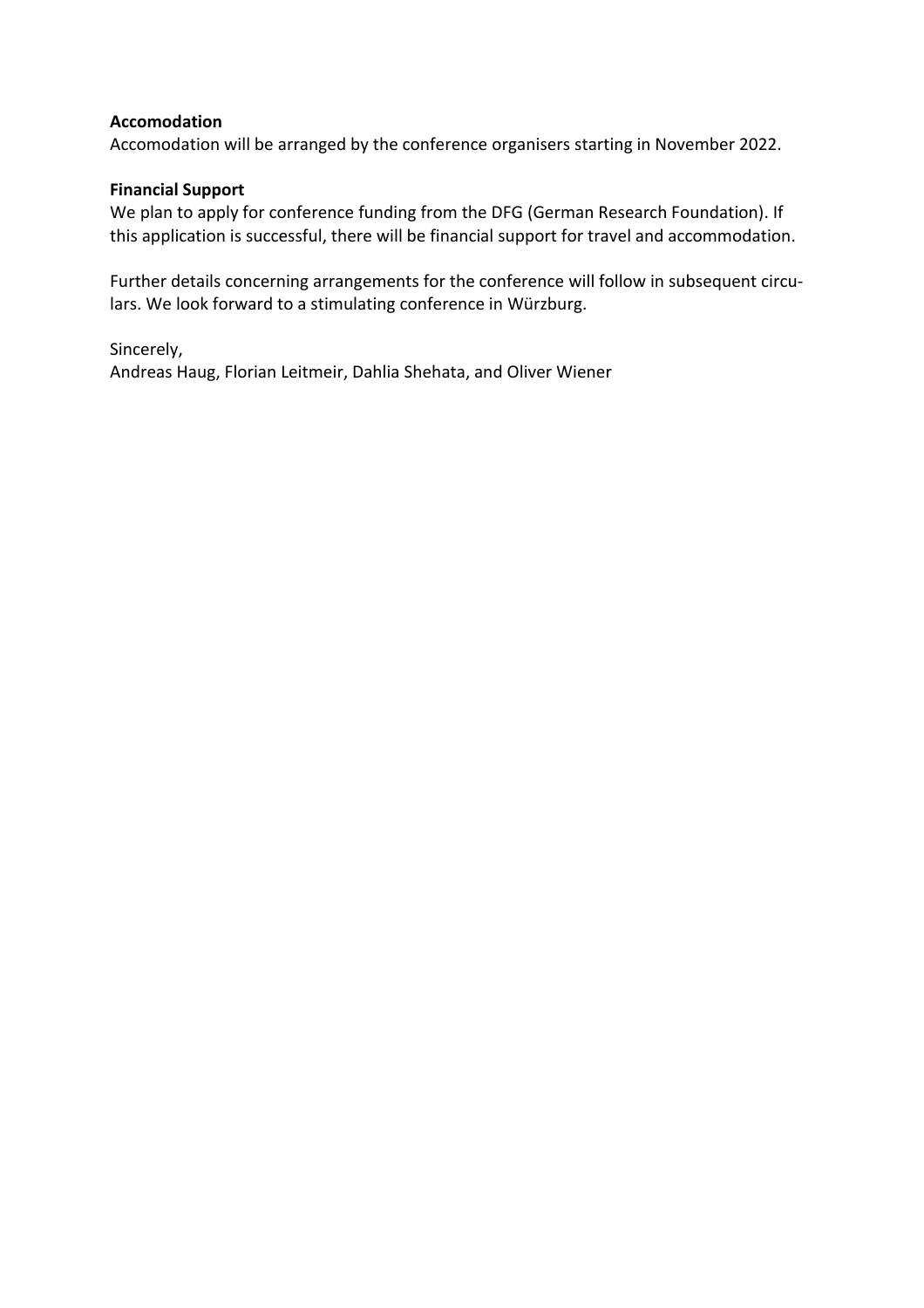**Accomodation**
Accomodation will be arranged by the conference organisers starting in November 2022.

**Financial Support**
We plan to apply for conference funding from the DFG (German Research Foundation). If this application is successful, there will be financial support for travel and accommodation.

Further details concerning arrangements for the conference will follow in subsequent circulars. We look forward to a stimulating conference in Würzburg.

Sincerely,
Andreas Haug, Florian Leitmeir, Dahlia Shehata, and Oliver Wiener